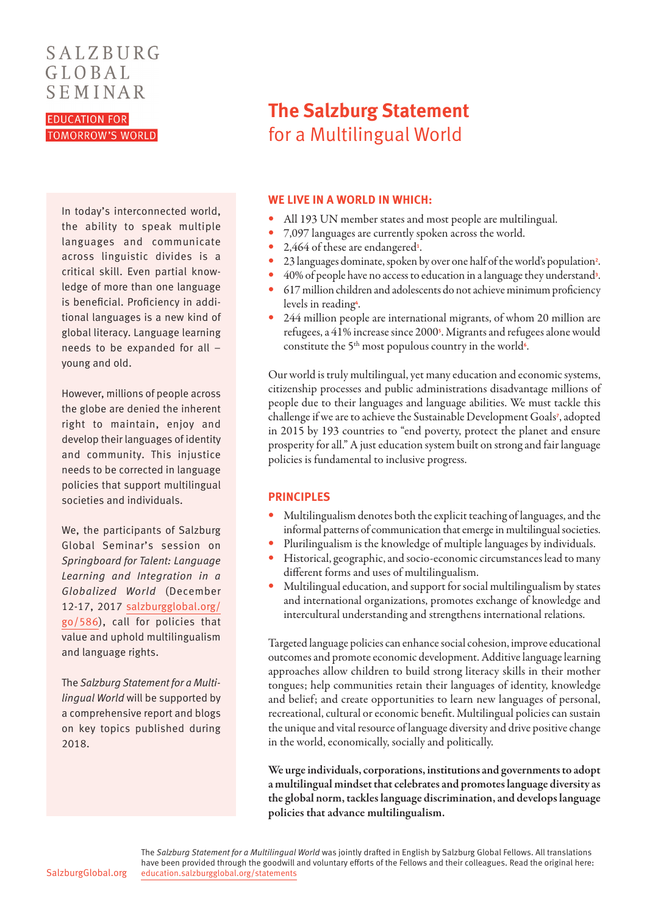SALZBURG GLOBAL SEMINAR

EDUCATION FOR TOMORROW'S WORLD

# The Salzburg Statement for a Multilingual World

In today's interconnected world, the ability to speak multiple languages and communicate across linguistic divides is a critical skill. Even partial knowledge of more than one language is beneficial. Proficiency in additional languages is a new kind of global literacy. Language learning needs to be expanded for all – young and old.

However, millions of people across the globe are denied the inherent right to maintain, enjoy and develop their languages of identity and community. This injustice needs to be corrected in language policies that support multilingual societies and individuals.

We, the participants of Salzburg Global Seminar's session on *Springboard for Talent: Language Learning and Integration in a Globalized World* (December 12-17, 2017 salzburgglobal.org/go/586), call for policies that value and uphold multilingualism and language rights.

The *Salzburg Statement for a Multilingual World* will be supported by a comprehensive report and blogs on key topics published during 2018.

## WE LIVE IN A WORLD IN WHICH:

- All 193 UN member states and most people are multilingual.
- 7,097 languages are currently spoken across the world.
- 2,464 of these are endangered[1].
- 23 languages dominate, spoken by over one half of the world's population[2].
- 40% of people have no access to education in a language they understand[3].
- 617 million children and adolescents do not achieve minimum proficiency levels in reading[4].
- 244 million people are international migrants, of whom 20 million are refugees, a 41% increase since 2000[5]. Migrants and refugees alone would constitute the 5th most populous country in the world[6].

Our world is truly multilingual, yet many education and economic systems, citizenship processes and public administrations disadvantage millions of people due to their languages and language abilities. We must tackle this challenge if we are to achieve the Sustainable Development Goals[7], adopted in 2015 by 193 countries to "end poverty, protect the planet and ensure prosperity for all." A just education system built on strong and fair language policies is fundamental to inclusive progress.

## PRINCIPLES

- Multilingualism denotes both the explicit teaching of languages, and the informal patterns of communication that emerge in multilingual societies.
- Plurilingualism is the knowledge of multiple languages by individuals.
- Historical, geographic, and socio-economic circumstances lead to many different forms and uses of multilingualism.
- Multilingual education, and support for social multilingualism by states and international organizations, promotes exchange of knowledge and intercultural understanding and strengthens international relations.

Targeted language policies can enhance social cohesion, improve educational outcomes and promote economic development. Additive language learning approaches allow children to build strong literacy skills in their mother tongues; help communities retain their languages of identity, knowledge and belief; and create opportunities to learn new languages of personal, recreational, cultural or economic benefit. Multilingual policies can sustain the unique and vital resource of language diversity and drive positive change in the world, economically, socially and politically.

**We urge individuals, corporations, institutions and governments to adopt a multilingual mindset that celebrates and promotes language diversity as the global norm, tackles language discrimination, and develops language policies that advance multilingualism.**

The *Salzburg Statement for a Multilingual World* was jointly drafted in English by Salzburg Global Fellows. All translations have been provided through the goodwill and voluntary efforts of the Fellows and their colleagues. Read the original here: education.salzburgglobal.org/statements

SalzburgGlobal.org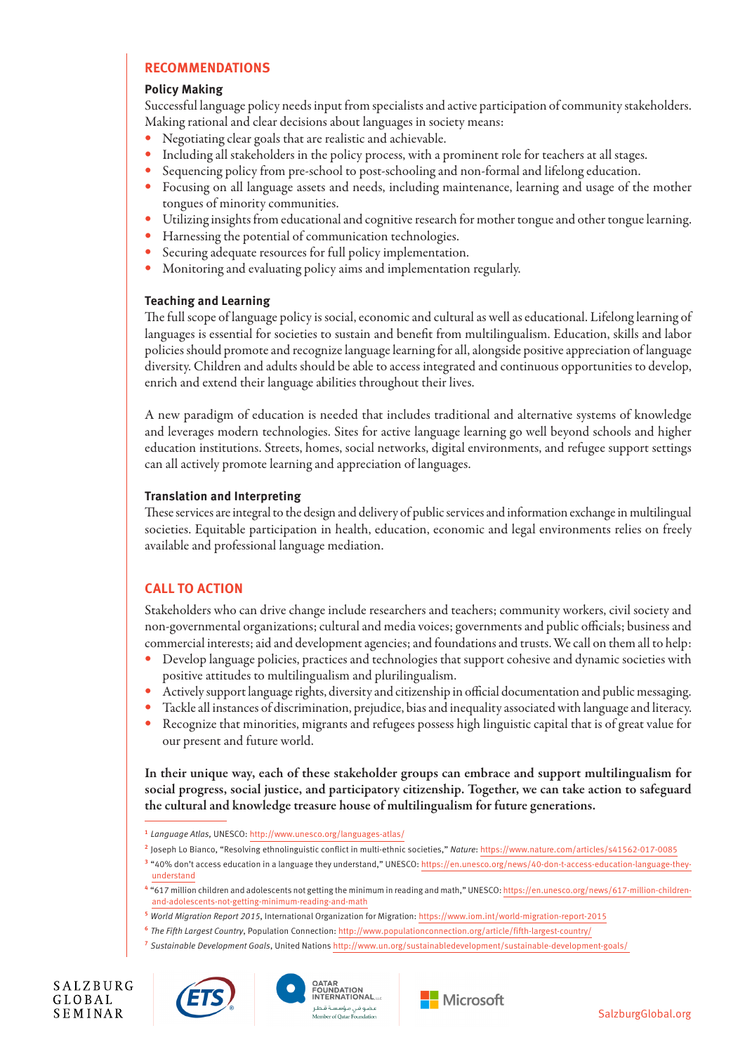## RECOMMENDATIONS

### Policy Making

Successful language policy needs input from specialists and active participation of community stakeholders. Making rational and clear decisions about languages in society means:

- Negotiating clear goals that are realistic and achievable.
- Including all stakeholders in the policy process, with a prominent role for teachers at all stages.
- Sequencing policy from pre-school to post-schooling and non-formal and lifelong education.
- Focusing on all language assets and needs, including maintenance, learning and usage of the mother tongues of minority communities.
- Utilizing insights from educational and cognitive research for mother tongue and other tongue learning.
- Harnessing the potential of communication technologies.
- Securing adequate resources for full policy implementation.
- Monitoring and evaluating policy aims and implementation regularly.

### Teaching and Learning

The full scope of language policy is social, economic and cultural as well as educational. Lifelong learning of languages is essential for societies to sustain and benefit from multilingualism. Education, skills and labor policies should promote and recognize language learning for all, alongside positive appreciation of language diversity. Children and adults should be able to access integrated and continuous opportunities to develop, enrich and extend their language abilities throughout their lives.

A new paradigm of education is needed that includes traditional and alternative systems of knowledge and leverages modern technologies. Sites for active language learning go well beyond schools and higher education institutions. Streets, homes, social networks, digital environments, and refugee support settings can all actively promote learning and appreciation of languages.

### Translation and Interpreting

These services are integral to the design and delivery of public services and information exchange in multilingual societies. Equitable participation in health, education, economic and legal environments relies on freely available and professional language mediation.

## CALL TO ACTION

Stakeholders who can drive change include researchers and teachers; community workers, civil society and non-governmental organizations; cultural and media voices; governments and public officials; business and commercial interests; aid and development agencies; and foundations and trusts. We call on them all to help:

- Develop language policies, practices and technologies that support cohesive and dynamic societies with positive attitudes to multilingualism and plurilingualism.
- Actively support language rights, diversity and citizenship in official documentation and public messaging.
- Tackle all instances of discrimination, prejudice, bias and inequality associated with language and literacy.
- Recognize that minorities, migrants and refugees possess high linguistic capital that is of great value for our present and future world.

**In their unique way, each of these stakeholder groups can embrace and support multilingualism for social progress, social justice, and participatory citizenship. Together, we can take action to safeguard the cultural and knowledge treasure house of multilingualism for future generations.**

---

[1] *Language Atlas*, UNESCO: http://www.unesco.org/languages-atlas/

[2] Joseph Lo Bianco, "Resolving ethnolinguistic conflict in multi-ethnic societies," *Nature*: https://www.nature.com/articles/s41562-017-0085

[3] "40% don't access education in a language they understand," UNESCO: https://en.unesco.org/news/40-don-t-access-education-language-they-understand

[4] "617 million children and adolescents not getting the minimum in reading and math," UNESCO: https://en.unesco.org/news/617-million-children-and-adolescents-not-getting-minimum-reading-and-math

[5] *World Migration Report 2015*, International Organization for Migration: https://www.iom.int/world-migration-report-2015

[6] *The Fifth Largest Country*, Population Connection: http://www.populationconnection.org/article/fifth-largest-country/

[7] *Sustainable Development Goals*, United Nations http://www.un.org/sustainabledevelopment/sustainable-development-goals/

SALZBURG GLOBAL SEMINAR | ETS | QATAR FOUNDATION INTERNATIONAL, LLC عضو في مؤسسة قطر Member of Qatar Foundation | Microsoft

SalzburgGlobal.org